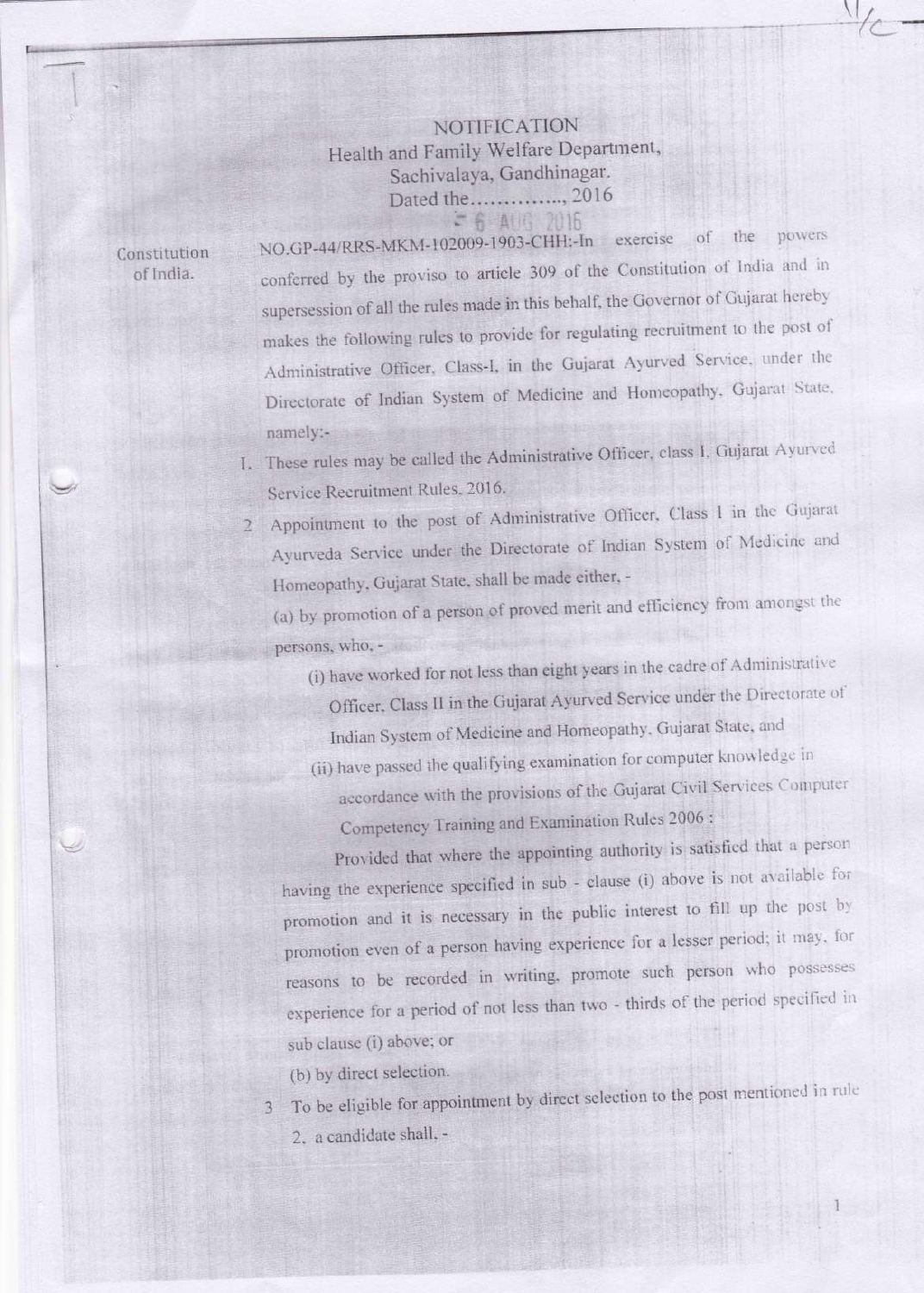# NOTIFICATION

Health and Family Welfare Department,
Sachivalaya, Gandhinagar.
Dated the............., 2016

6 AUG 2016

Constitution of India.

NO.GP-44/RRS-MKM-102009-1903-CHH:-In exercise of the powers conferred by the proviso to article 309 of the Constitution of India and in supersession of all the rules made in this behalf, the Governor of Gujarat hereby makes the following rules to provide for regulating recruitment to the post of Administrative Officer, Class-I, in the Gujarat Ayurved Service, under the Directorate of Indian System of Medicine and Homeopathy, Gujarat State, namely:-

1. These rules may be called the Administrative Officer, class I, Gujarat Ayurved Service Recruitment Rules, 2016.
2. Appointment to the post of Administrative Officer, Class I in the Gujarat Ayurveda Service under the Directorate of Indian System of Medicine and Homeopathy, Gujarat State, shall be made either, -

   (a) by promotion of a person of proved merit and efficiency from amongst the persons, who, -

   (i) have worked for not less than eight years in the cadre of Administrative Officer, Class II in the Gujarat Ayurved Service under the Directorate of Indian System of Medicine and Homeopathy, Gujarat State, and

   (ii) have passed the qualifying examination for computer knowledge in accordance with the provisions of the Gujarat Civil Services Computer Competency Training and Examination Rules 2006 :

   Provided that where the appointing authority is satisfied that a person having the experience specified in sub - clause (i) above is not available for promotion and it is necessary in the public interest to fill up the post by promotion even of a person having experience for a lesser period; it may, for reasons to be recorded in writing, promote such person who possesses experience for a period of not less than two - thirds of the period specified in sub clause (i) above; or

   (b) by direct selection.
3. To be eligible for appointment by direct selection to the post mentioned in rule 2, a candidate shall, -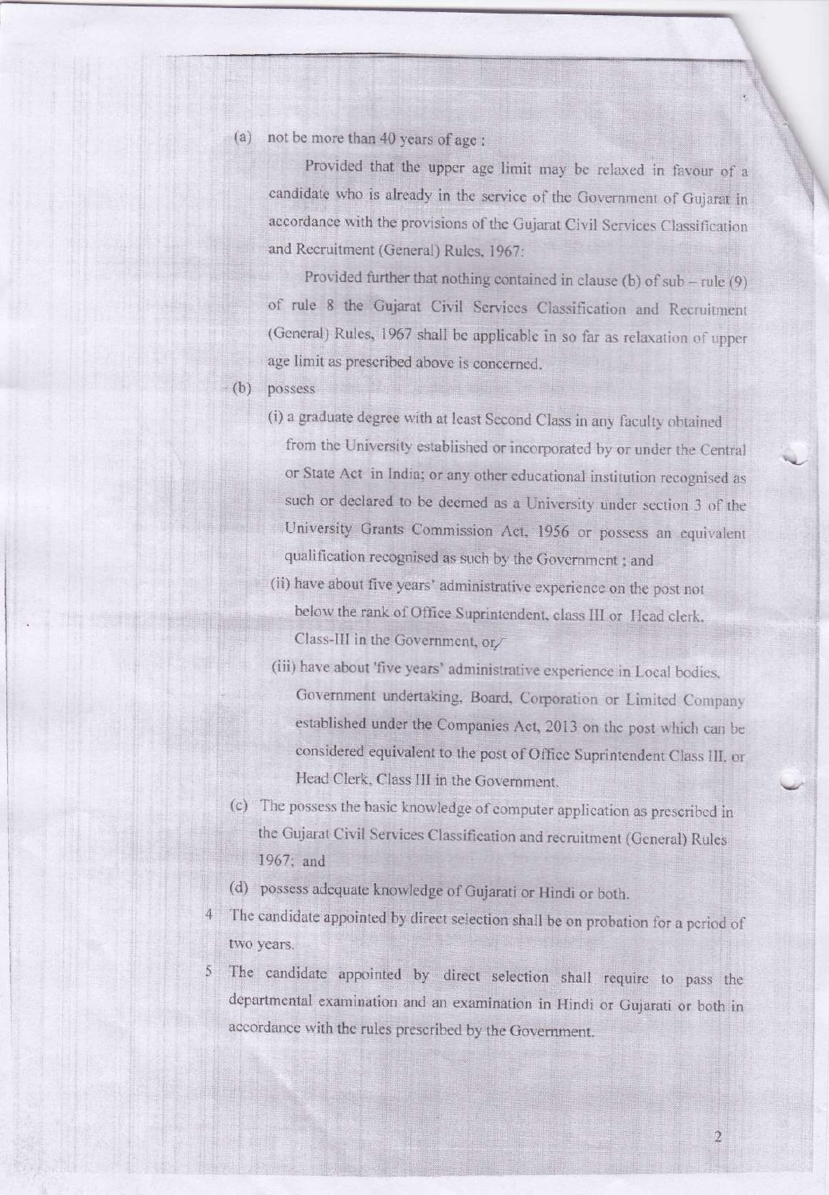(a) not be more than 40 years of age :

Provided that the upper age limit may be relaxed in favour of a candidate who is already in the service of the Government of Gujarat in accordance with the provisions of the Gujarat Civil Services Classification and Recruitment (General) Rules, 1967:

Provided further that nothing contained in clause (b) of sub – rule (9) of rule 8 the Gujarat Civil Services Classification and Recruitment (General) Rules, 1967 shall be applicable in so far as relaxation of upper age limit as prescribed above is concerned.

(b) possess

(i) a graduate degree with at least Second Class in any faculty obtained from the University established or incorporated by or under the Central or State Act in India; or any other educational institution recognised as such or declared to be deemed as a University under section 3 of the University Grants Commission Act, 1956 or possess an equivalent qualification recognised as such by the Government ; and

(ii) have about five years' administrative experience on the post not below the rank of Office Suprintendent, class III or Head clerk, Class-III in the Government, or

(iii) have about 'five years' administrative experience in Local bodies, Government undertaking, Board, Corporation or Limited Company established under the Companies Act, 2013 on the post which can be considered equivalent to the post of Office Suprintendent Class III, or Head Clerk, Class III in the Government.

(c) The possess the basic knowledge of computer application as prescribed in the Gujarat Civil Services Classification and recruitment (General) Rules 1967; and

(d) possess adequate knowledge of Gujarati or Hindi or both.

4 The candidate appointed by direct selection shall be on probation for a period of two years.

5 The candidate appointed by direct selection shall require to pass the departmental examination and an examination in Hindi or Gujarati or both in accordance with the rules prescribed by the Government.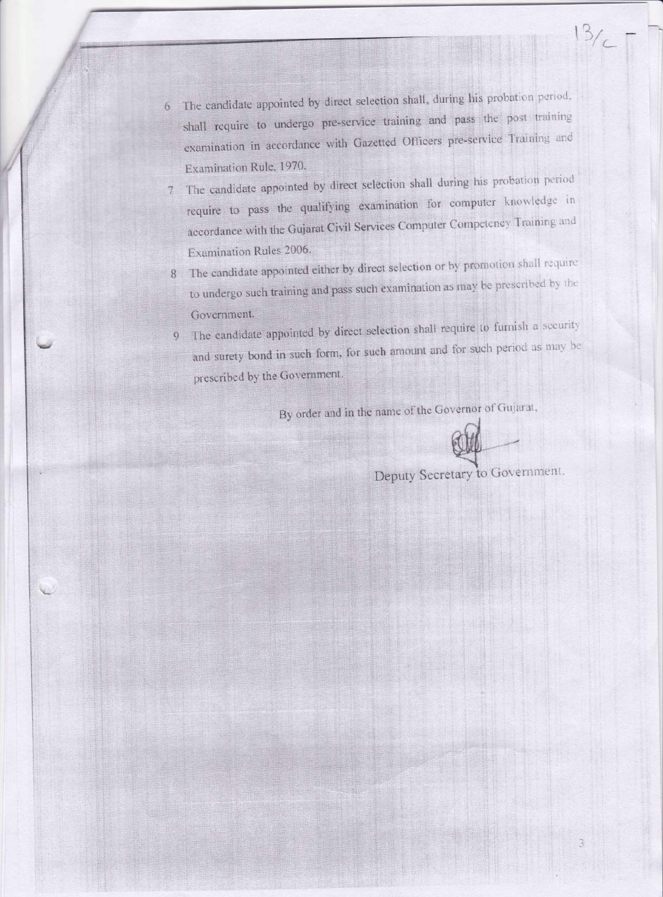6. The candidate appointed by direct selection shall, during his probation period, shall require to undergo pre-service training and pass the post training examination in accordance with Gazetted Officers pre-service Training and Examination Rule, 1970.
7. The candidate appointed by direct selection shall during his probation period require to pass the qualifying examination for computer knowledge in accordance with the Gujarat Civil Services Computer Competency Training and Examination Rules 2006.
8. The candidate appointed either by direct selection or by promotion shall require to undergo such training and pass such examination as may be prescribed by the Government.
9. The candidate appointed by direct selection shall require to furnish a security and surety bond in such form, for such amount and for such period as may be prescribed by the Government.

By order and in the name of the Governor of Gujarat,

Deputy Secretary to Government.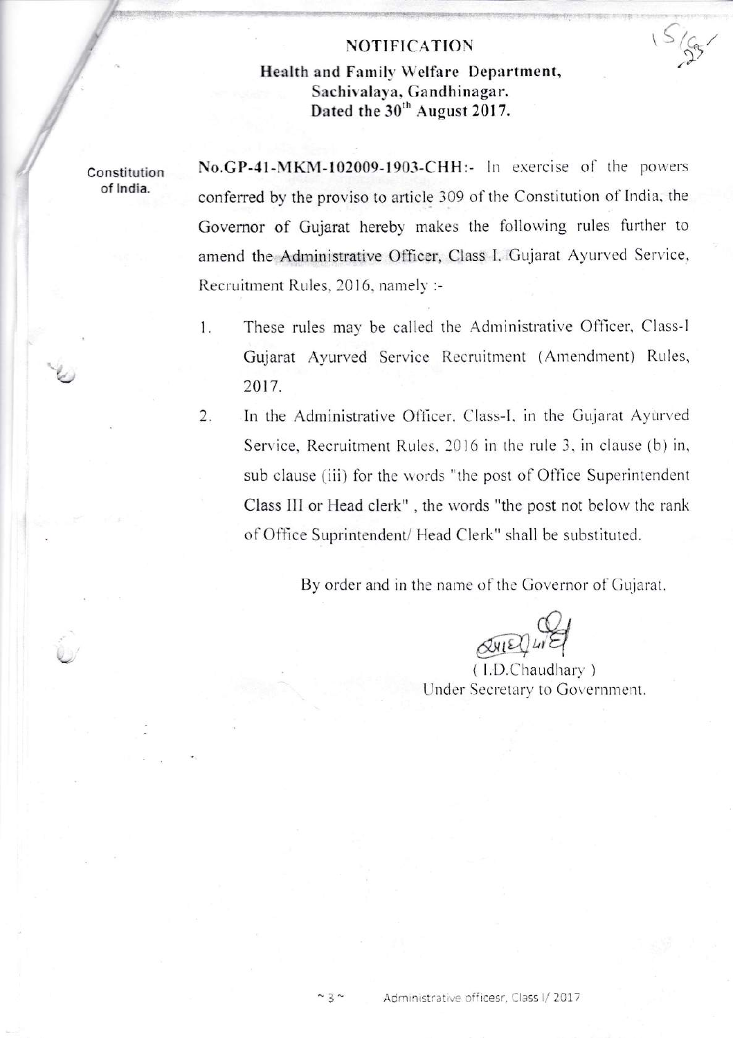# NOTIFICATION

**Health and Family Welfare Department,**
**Sachivalaya, Gandhinagar.**
**Dated the 30th August 2017.**

Constitution of India.

**No.GP-41-MKM-102009-1903-CHH:-** In exercise of the powers conferred by the proviso to article 309 of the Constitution of India, the Governor of Gujarat hereby makes the following rules further to amend the Administrative Officer, Class I, Gujarat Ayurved Service, Recruitment Rules, 2016, namely :-

1. These rules may be called the Administrative Officer, Class-I Gujarat Ayurved Service Recruitment (Amendment) Rules, 2017.

2. In the Administrative Officer, Class-I, in the Gujarat Ayurved Service, Recruitment Rules, 2016 in the rule 3, in clause (b) in, sub clause (iii) for the words "the post of Office Superintendent Class III or Head clerk", the words "the post not below the rank of Office Suprintendent/ Head Clerk" shall be substituted.

By order and in the name of the Governor of Gujarat.

( I.D.Chaudhary )
Under Secretary to Government.